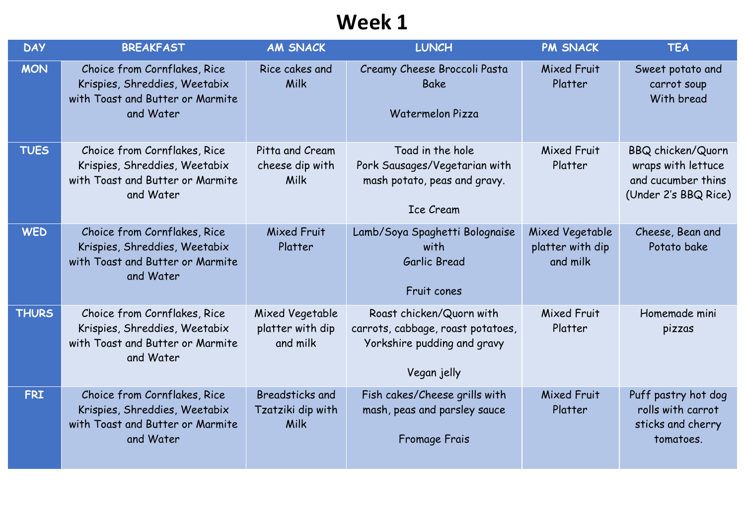# Week 1

| DAY | BREAKFAST | AM SNACK | LUNCH | PM SNACK | TEA |
|---|---|---|---|---|---|
| MON | Choice from Cornflakes, Rice Krispies, Shreddies, Weetabix with Toast and Butter or Marmite and Water | Rice cakes and Milk | Creamy Cheese Broccoli Pasta Bake<br><br>Watermelon Pizza | Mixed Fruit Platter | Sweet potato and carrot soup<br>With bread |
| TUES | Choice from Cornflakes, Rice Krispies, Shreddies, Weetabix with Toast and Butter or Marmite and Water | Pitta and Cream cheese dip with Milk | Toad in the hole<br>Pork Sausages/Vegetarian with mash potato, peas and gravy.<br><br>Ice Cream | Mixed Fruit Platter | BBQ chicken/Quorn wraps with lettuce and cucumber thins (Under 2's BBQ Rice) |
| WED | Choice from Cornflakes, Rice Krispies, Shreddies, Weetabix with Toast and Butter or Marmite and Water | Mixed Fruit Platter | Lamb/Soya Spaghetti Bolognaise with<br>Garlic Bread<br><br>Fruit cones | Mixed Vegetable platter with dip and milk | Cheese, Bean and Potato bake |
| THURS | Choice from Cornflakes, Rice Krispies, Shreddies, Weetabix with Toast and Butter or Marmite and Water | Mixed Vegetable platter with dip and milk | Roast chicken/Quorn with carrots, cabbage, roast potatoes, Yorkshire pudding and gravy<br><br>Vegan jelly | Mixed Fruit Platter | Homemade mini pizzas |
| FRI | Choice from Cornflakes, Rice Krispies, Shreddies, Weetabix with Toast and Butter or Marmite and Water | Breadsticks and Tzatziki dip with Milk | Fish cakes/Cheese grills with mash, peas and parsley sauce<br><br>Fromage Frais | Mixed Fruit Platter | Puff pastry hot dog rolls with carrot sticks and cherry tomatoes. |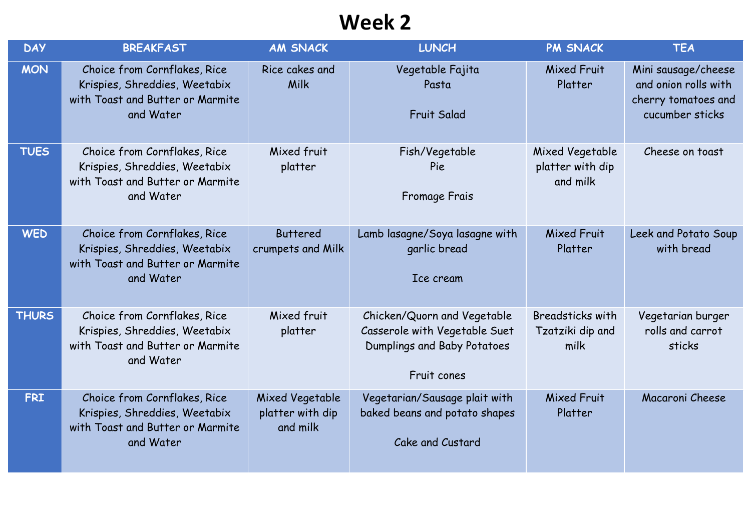# Week 2

| DAY | BREAKFAST | AM SNACK | LUNCH | PM SNACK | TEA |
| --- | --- | --- | --- | --- | --- |
| MON | Choice from Cornflakes, Rice Krispies, Shreddies, Weetabix with Toast and Butter or Marmite and Water | Rice cakes and Milk | Vegetable Fajita Pasta<br><br>Fruit Salad | Mixed Fruit Platter | Mini sausage/cheese and onion rolls with cherry tomatoes and cucumber sticks |
| TUES | Choice from Cornflakes, Rice Krispies, Shreddies, Weetabix with Toast and Butter or Marmite and Water | Mixed fruit platter | Fish/Vegetable Pie<br><br>Fromage Frais | Mixed Vegetable platter with dip and milk | Cheese on toast |
| WED | Choice from Cornflakes, Rice Krispies, Shreddies, Weetabix with Toast and Butter or Marmite and Water | Buttered crumpets and Milk | Lamb lasagne/Soya lasagne with garlic bread<br><br>Ice cream | Mixed Fruit Platter | Leek and Potato Soup with bread |
| THURS | Choice from Cornflakes, Rice Krispies, Shreddies, Weetabix with Toast and Butter or Marmite and Water | Mixed fruit platter | Chicken/Quorn and Vegetable Casserole with Vegetable Suet Dumplings and Baby Potatoes<br><br>Fruit cones | Breadsticks with Tzatziki dip and milk | Vegetarian burger rolls and carrot sticks |
| FRI | Choice from Cornflakes, Rice Krispies, Shreddies, Weetabix with Toast and Butter or Marmite and Water | Mixed Vegetable platter with dip and milk | Vegetarian/Sausage plait with baked beans and potato shapes<br><br>Cake and Custard | Mixed Fruit Platter | Macaroni Cheese |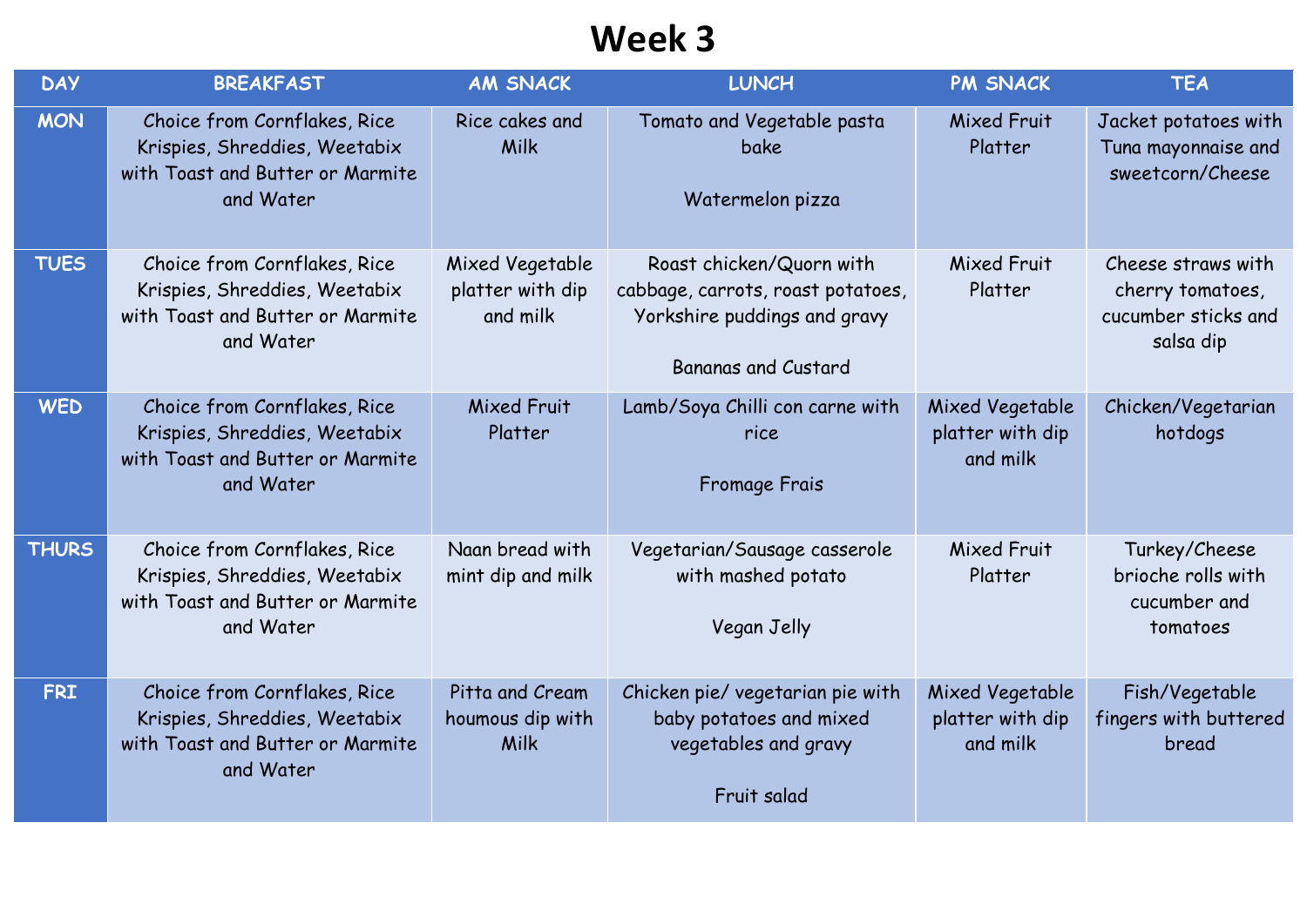# Week 3

| DAY | BREAKFAST | AM SNACK | LUNCH | PM SNACK | TEA |
|---|---|---|---|---|---|
| MON | Choice from Cornflakes, Rice Krispies, Shreddies, Weetabix with Toast and Butter or Marmite and Water | Rice cakes and Milk | Tomato and Vegetable pasta bake<br><br>Watermelon pizza | Mixed Fruit Platter | Jacket potatoes with Tuna mayonnaise and sweetcorn/Cheese |
| TUES | Choice from Cornflakes, Rice Krispies, Shreddies, Weetabix with Toast and Butter or Marmite and Water | Mixed Vegetable platter with dip and milk | Roast chicken/Quorn with cabbage, carrots, roast potatoes, Yorkshire puddings and gravy<br><br>Bananas and Custard | Mixed Fruit Platter | Cheese straws with cherry tomatoes, cucumber sticks and salsa dip |
| WED | Choice from Cornflakes, Rice Krispies, Shreddies, Weetabix with Toast and Butter or Marmite and Water | Mixed Fruit Platter | Lamb/Soya Chilli con carne with rice<br><br>Fromage Frais | Mixed Vegetable platter with dip and milk | Chicken/Vegetarian hotdogs |
| THURS | Choice from Cornflakes, Rice Krispies, Shreddies, Weetabix with Toast and Butter or Marmite and Water | Naan bread with mint dip and milk | Vegetarian/Sausage casserole with mashed potato<br><br>Vegan Jelly | Mixed Fruit Platter | Turkey/Cheese brioche rolls with cucumber and tomatoes |
| FRI | Choice from Cornflakes, Rice Krispies, Shreddies, Weetabix with Toast and Butter or Marmite and Water | Pitta and Cream houmous dip with Milk | Chicken pie/ vegetarian pie with baby potatoes and mixed vegetables and gravy<br><br>Fruit salad | Mixed Vegetable platter with dip and milk | Fish/Vegetable fingers with buttered bread |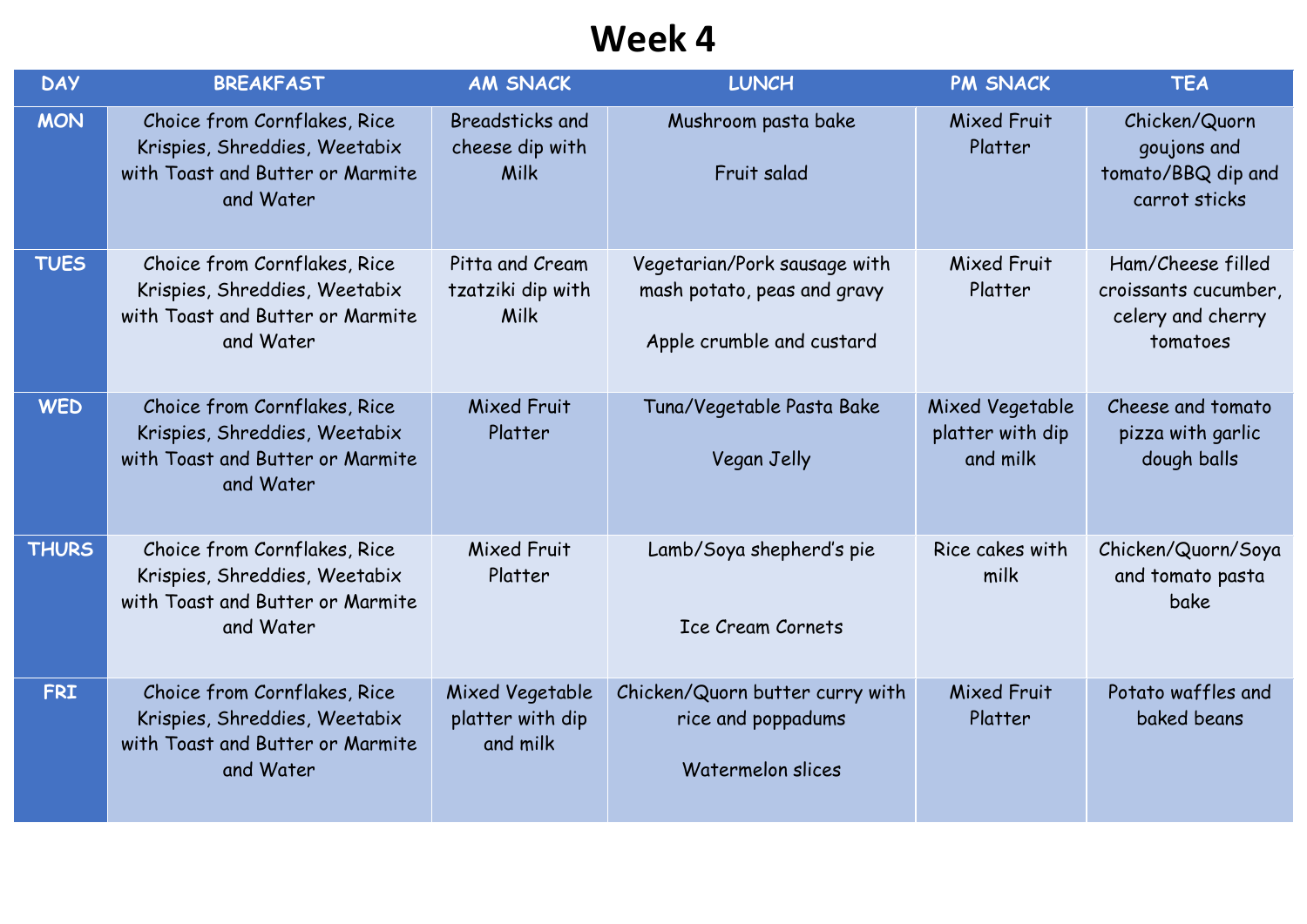# Week 4

| DAY | BREAKFAST | AM SNACK | LUNCH | PM SNACK | TEA |
|---|---|---|---|---|---|
| MON | Choice from Cornflakes, Rice Krispies, Shreddies, Weetabix with Toast and Butter or Marmite and Water | Breadsticks and cheese dip with Milk | Mushroom pasta bake<br><br>Fruit salad | Mixed Fruit Platter | Chicken/Quorn goujons and tomato/BBQ dip and carrot sticks |
| TUES | Choice from Cornflakes, Rice Krispies, Shreddies, Weetabix with Toast and Butter or Marmite and Water | Pitta and Cream tzatziki dip with Milk | Vegetarian/Pork sausage with mash potato, peas and gravy<br><br>Apple crumble and custard | Mixed Fruit Platter | Ham/Cheese filled croissants cucumber, celery and cherry tomatoes |
| WED | Choice from Cornflakes, Rice Krispies, Shreddies, Weetabix with Toast and Butter or Marmite and Water | Mixed Fruit Platter | Tuna/Vegetable Pasta Bake<br><br>Vegan Jelly | Mixed Vegetable platter with dip and milk | Cheese and tomato pizza with garlic dough balls |
| THURS | Choice from Cornflakes, Rice Krispies, Shreddies, Weetabix with Toast and Butter or Marmite and Water | Mixed Fruit Platter | Lamb/Soya shepherd's pie<br><br>Ice Cream Cornets | Rice cakes with milk | Chicken/Quorn/Soya and tomato pasta bake |
| FRI | Choice from Cornflakes, Rice Krispies, Shreddies, Weetabix with Toast and Butter or Marmite and Water | Mixed Vegetable platter with dip and milk | Chicken/Quorn butter curry with rice and poppadums<br><br>Watermelon slices | Mixed Fruit Platter | Potato waffles and baked beans |